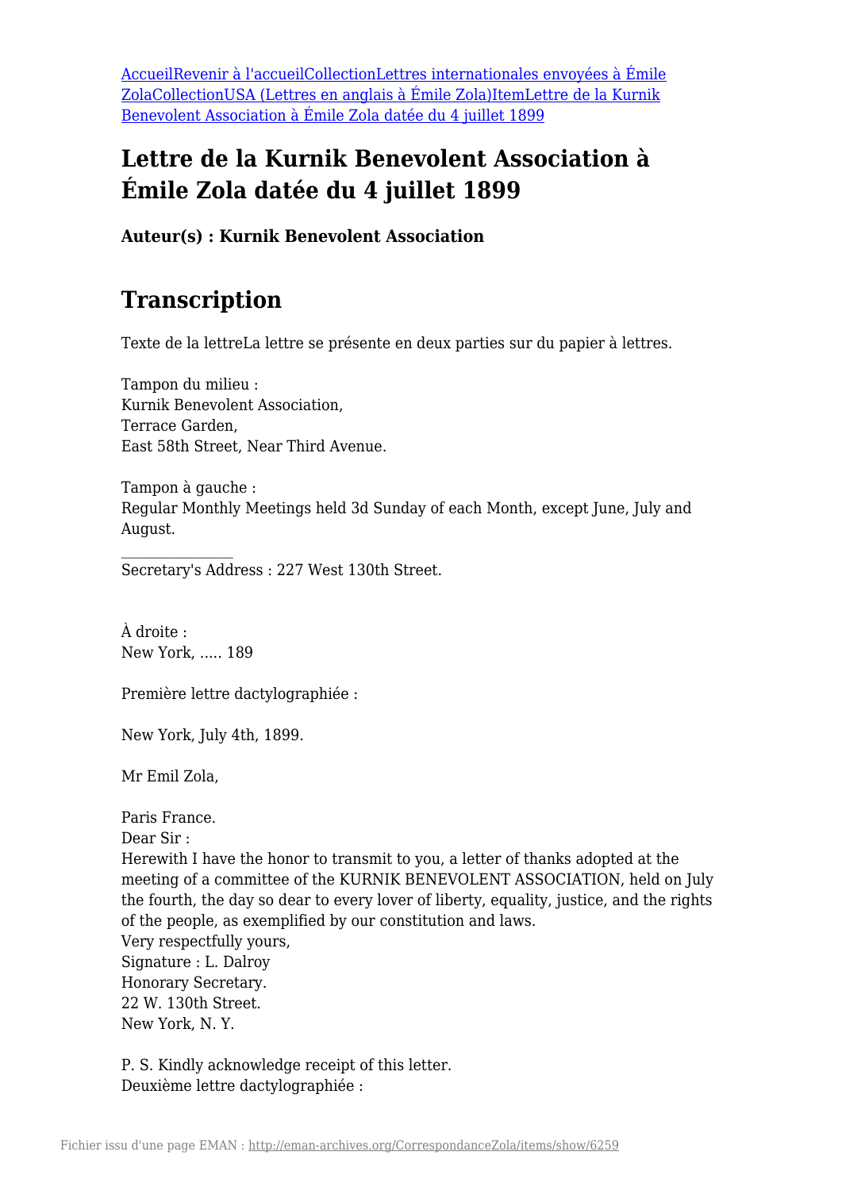[AccueilRevenir à l'accueilCollectionLettres internationales envoyées à Émile ZolaCollectionUSA (Lettres en anglais à Émile Zola)ItemLettre de la Kurnik Benevolent Association à Émile Zola datée du 4 juillet 1899]

# Lettre de la Kurnik Benevolent Association à Émile Zola datée du 4 juillet 1899

**Auteur(s) : Kurnik Benevolent Association**

## Transcription

Texte de la lettreLa lettre se présente en deux parties sur du papier à lettres.

Tampon du milieu :
Kurnik Benevolent Association,
Terrace Garden,
East 58th Street, Near Third Avenue.

Tampon à gauche :
Regular Monthly Meetings held 3d Sunday of each Month, except June, July and August.

---

Secretary's Address : 227 West 130th Street.

À droite :
New York, ..... 189

Première lettre dactylographiée :

New York, July 4th, 1899.

Mr Emil Zola,

Paris France.
Dear Sir :
Herewith I have the honor to transmit to you, a letter of thanks adopted at the meeting of a committee of the KURNIK BENEVOLENT ASSOCIATION, held on July the fourth, the day so dear to every lover of liberty, equality, justice, and the rights of the people, as exemplified by our constitution and laws.
Very respectfully yours,
Signature : L. Dalroy
Honorary Secretary.
22 W. 130th Street.
New York, N. Y.

P. S. Kindly acknowledge receipt of this letter.
Deuxième lettre dactylographiée :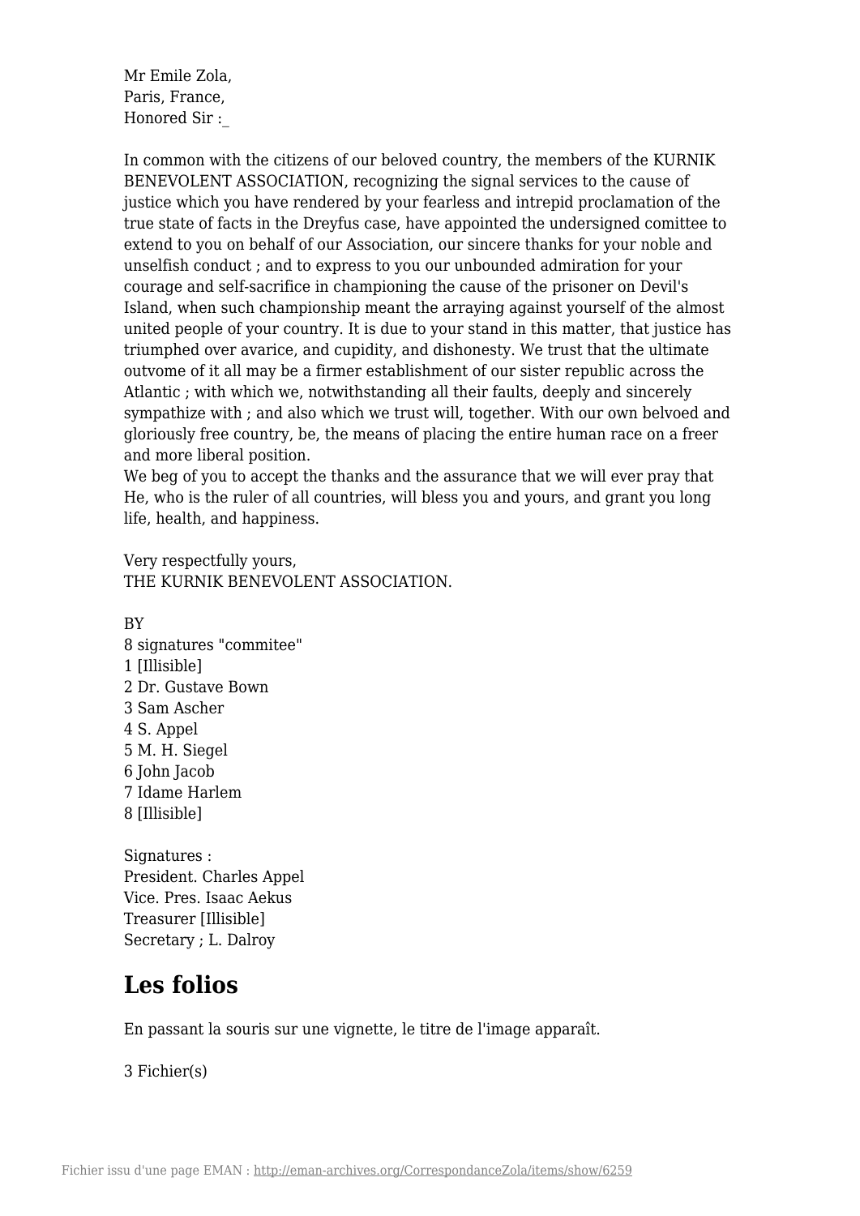Mr Emile Zola,
Paris, France,
Honored Sir :_

In common with the citizens of our beloved country, the members of the KURNIK BENEVOLENT ASSOCIATION, recognizing the signal services to the cause of justice which you have rendered by your fearless and intrepid proclamation of the true state of facts in the Dreyfus case, have appointed the undersigned comittee to extend to you on behalf of our Association, our sincere thanks for your noble and unselfish conduct ; and to express to you our unbounded admiration for your courage and self-sacrifice in championing the cause of the prisoner on Devil's Island, when such championship meant the arraying against yourself of the almost united people of your country. It is due to your stand in this matter, that justice has triumphed over avarice, and cupidity, and dishonesty. We trust that the ultimate outvome of it all may be a firmer establishment of our sister republic across the Atlantic ; with which we, notwithstanding all their faults, deeply and sincerely sympathize with ; and also which we trust will, together. With our own belvoed and gloriously free country, be, the means of placing the entire human race on a freer and more liberal position.
We beg of you to accept the thanks and the assurance that we will ever pray that He, who is the ruler of all countries, will bless you and yours, and grant you long life, health, and happiness.

Very respectfully yours,
THE KURNIK BENEVOLENT ASSOCIATION.

BY
8 signatures "commitee"
1 [Illisible]
2 Dr. Gustave Bown
3 Sam Ascher
4 S. Appel
5 M. H. Siegel
6 John Jacob
7 Idame Harlem
8 [Illisible]

Signatures :
President. Charles Appel
Vice. Pres. Isaac Aekus
Treasurer [Illisible]
Secretary ; L. Dalroy

## Les folios

En passant la souris sur une vignette, le titre de l'image apparaît.

3 Fichier(s)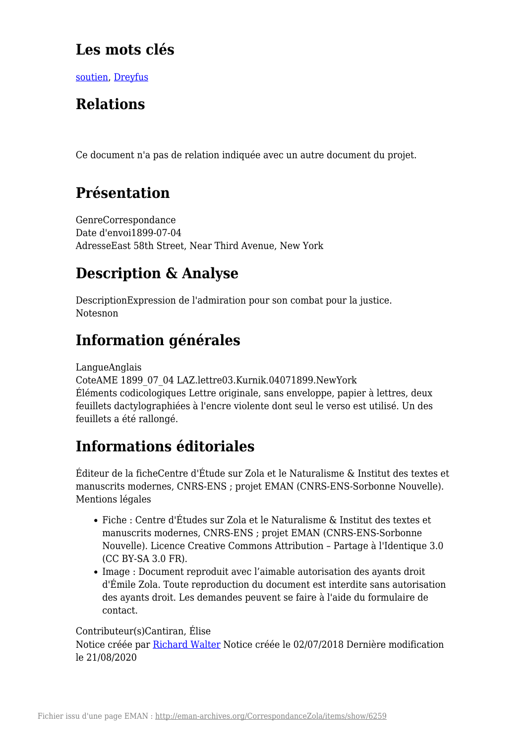## Les mots clés

[soutien](), [Dreyfus]()

## Relations

Ce document n'a pas de relation indiquée avec un autre document du projet.

## Présentation

GenreCorrespondance
Date d'envoi1899-07-04
AdresseEast 58th Street, Near Third Avenue, New York

## Description & Analyse

DescriptionExpression de l'admiration pour son combat pour la justice.
Notesnon

## Information générales

LangueAnglais
CoteAME 1899_07_04 LAZ.lettre03.Kurnik.04071899.NewYork
Éléments codicologiques Lettre originale, sans enveloppe, papier à lettres, deux feuillets dactylographiées à l'encre violente dont seul le verso est utilisé. Un des feuillets a été rallongé.

## Informations éditoriales

Éditeur de la ficheCentre d'Étude sur Zola et le Naturalisme & Institut des textes et manuscrits modernes, CNRS-ENS ; projet EMAN (CNRS-ENS-Sorbonne Nouvelle).
Mentions légales

- Fiche : Centre d'Études sur Zola et le Naturalisme & Institut des textes et manuscrits modernes, CNRS-ENS ; projet EMAN (CNRS-ENS-Sorbonne Nouvelle). Licence Creative Commons Attribution – Partage à l'Identique 3.0 (CC BY-SA 3.0 FR).
- Image : Document reproduit avec l'aimable autorisation des ayants droit d'Émile Zola. Toute reproduction du document est interdite sans autorisation des ayants droit. Les demandes peuvent se faire à l'aide du formulaire de contact.

Contributeur(s)Cantiran, Élise
Notice créée par [Richard Walter]() Notice créée le 02/07/2018 Dernière modification le 21/08/2020